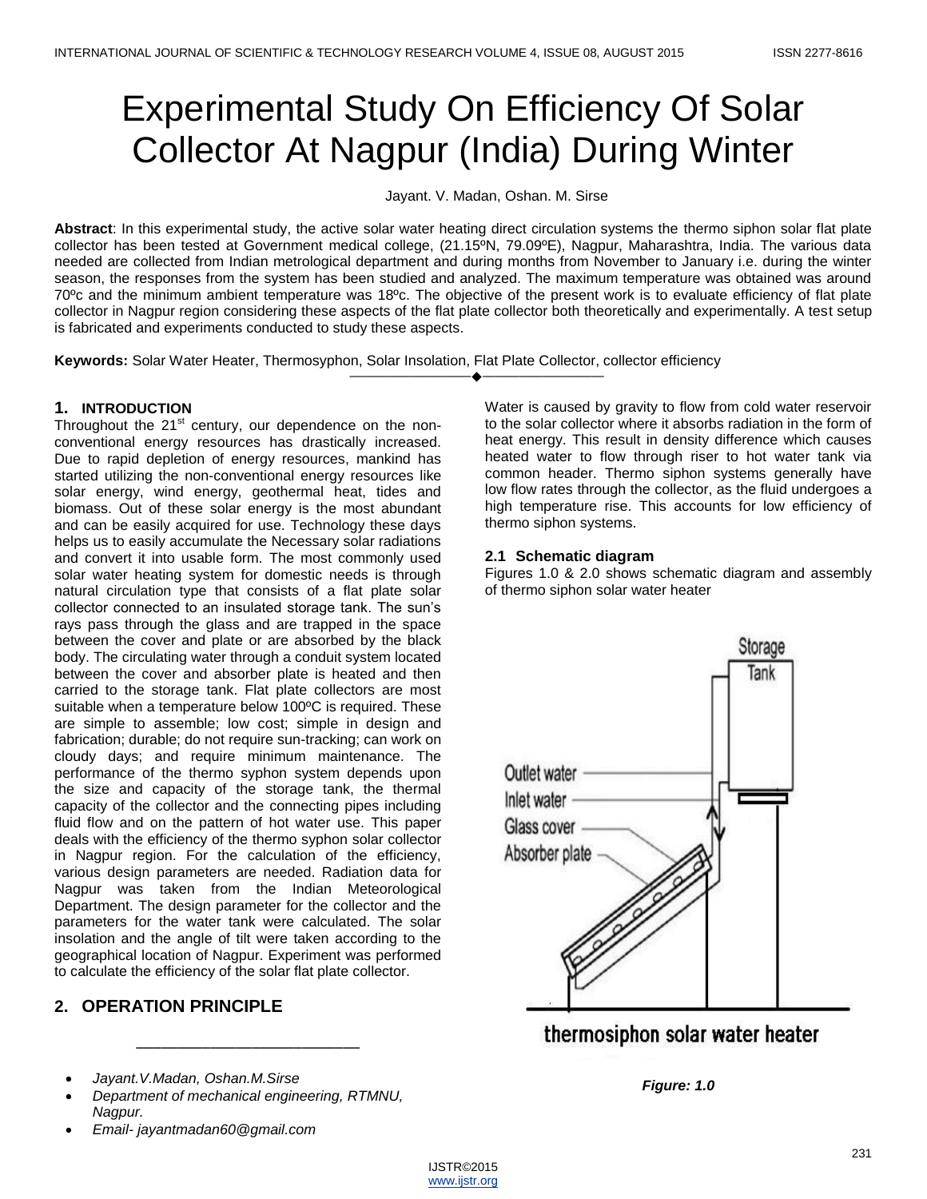# Experimental Study On Efficiency Of Solar Collector At Nagpur (India) During Winter

Jayant. V. Madan, Oshan. M. Sirse

**Abstract**: In this experimental study, the active solar water heating direct circulation systems the thermo siphon solar flat plate collector has been tested at Government medical college, (21.15ºN, 79.09ºE), Nagpur, Maharashtra, India. The various data needed are collected from Indian metrological department and during months from November to January i.e. during the winter season, the responses from the system has been studied and analyzed. The maximum temperature was obtained was around 70ºc and the minimum ambient temperature was 18ºc. The objective of the present work is to evaluate efficiency of flat plate collector in Nagpur region considering these aspects of the flat plate collector both theoretically and experimentally. A test setup is fabricated and experiments conducted to study these aspects.

**Keywords:** Solar Water Heater, Thermosyphon, Solar Insolation, Flat Plate Collector, collector efficiency

## 1. INTRODUCTION

Throughout the 21[st] century, our dependence on the non-conventional energy resources has drastically increased. Due to rapid depletion of energy resources, mankind has started utilizing the non-conventional energy resources like solar energy, wind energy, geothermal heat, tides and biomass. Out of these solar energy is the most abundant and can be easily acquired for use. Technology these days helps us to easily accumulate the Necessary solar radiations and convert it into usable form. The most commonly used solar water heating system for domestic needs is through natural circulation type that consists of a flat plate solar collector connected to an insulated storage tank. The sun's rays pass through the glass and are trapped in the space between the cover and plate or are absorbed by the black body. The circulating water through a conduit system located between the cover and absorber plate is heated and then carried to the storage tank. Flat plate collectors are most suitable when a temperature below 100ºC is required. These are simple to assemble; low cost; simple in design and fabrication; durable; do not require sun-tracking; can work on cloudy days; and require minimum maintenance. The performance of the thermo syphon system depends upon the size and capacity of the storage tank, the thermal capacity of the collector and the connecting pipes including fluid flow and on the pattern of hot water use. This paper deals with the efficiency of the thermo syphon solar collector in Nagpur region. For the calculation of the efficiency, various design parameters are needed. Radiation data for Nagpur was taken from the Indian Meteorological Department. The design parameter for the collector and the parameters for the water tank were calculated. The solar insolation and the angle of tilt were taken according to the geographical location of Nagpur. Experiment was performed to calculate the efficiency of the solar flat plate collector.

## 2. OPERATION PRINCIPLE

Water is caused by gravity to flow from cold water reservoir to the solar collector where it absorbs radiation in the form of heat energy. This result in density difference which causes heated water to flow through riser to hot water tank via common header. Thermo siphon systems generally have low flow rates through the collector, as the fluid undergoes a high temperature rise. This accounts for low efficiency of thermo siphon systems.

### 2.1 Schematic diagram

Figures 1.0 & 2.0 shows schematic diagram and assembly of thermo siphon solar water heater

Storage Tank

Outlet water

Inlet water

Glass cover

Absorber plate

thermosiphon solar water heater

*Figure: 1.0*

- *Jayant.V.Madan, Oshan.M.Sirse*
- *Department of mechanical engineering, RTMNU, Nagpur.*
- *Email- jayantmadan60@gmail.com*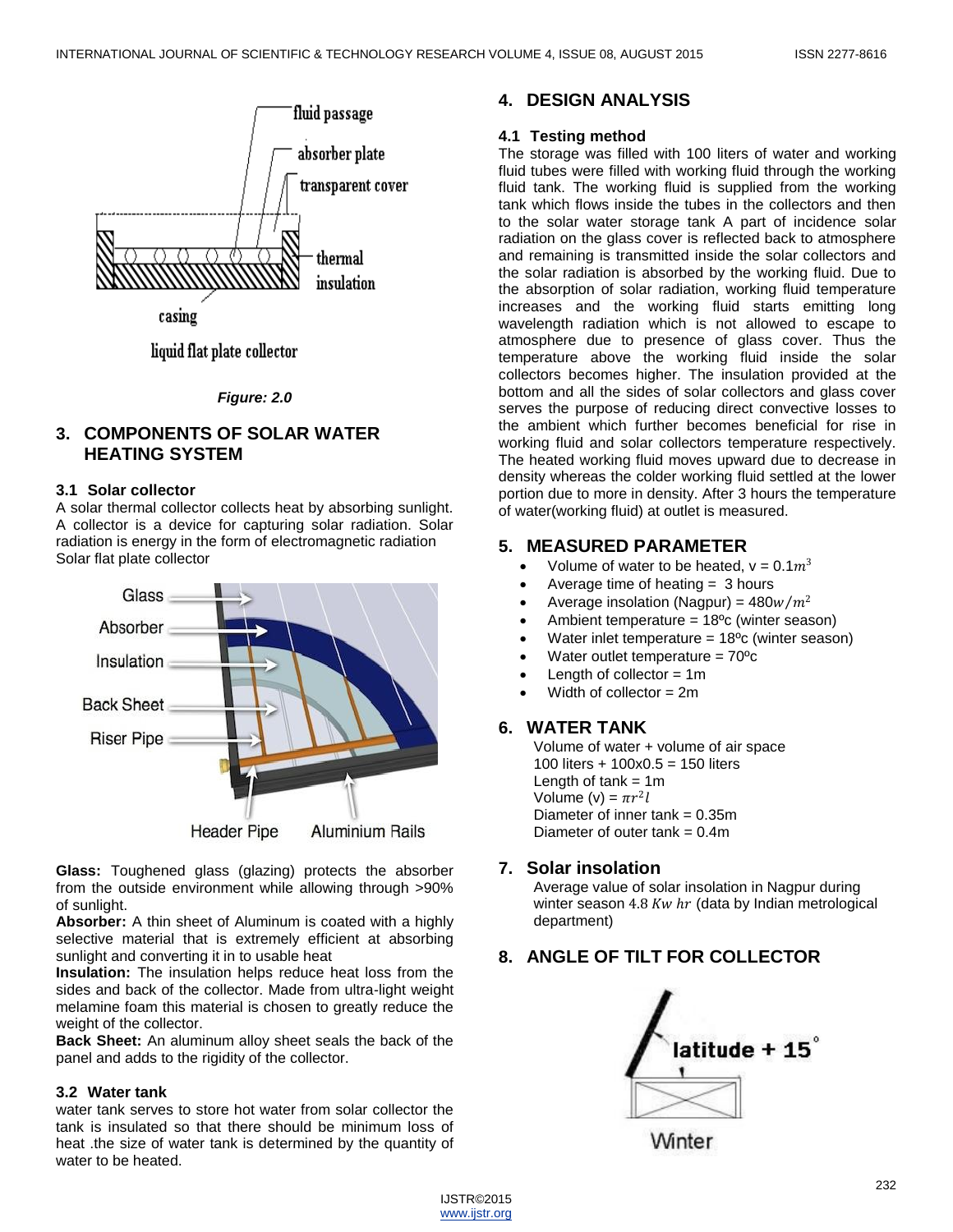Figure: 2.0

## 3. COMPONENTS OF SOLAR WATER HEATING SYSTEM

### 3.1 Solar collector

A solar thermal collector collects heat by absorbing sunlight. A collector is a device for capturing solar radiation. Solar radiation is energy in the form of electromagnetic radiation Solar flat plate collector

**Glass:** Toughened glass (glazing) protects the absorber from the outside environment while allowing through >90% of sunlight.

**Absorber:** A thin sheet of Aluminum is coated with a highly selective material that is extremely efficient at absorbing sunlight and converting it in to usable heat

**Insulation:** The insulation helps reduce heat loss from the sides and back of the collector. Made from ultra-light weight melamine foam this material is chosen to greatly reduce the weight of the collector.

**Back Sheet:** An aluminum alloy sheet seals the back of the panel and adds to the rigidity of the collector.

### 3.2 Water tank

water tank serves to store hot water from solar collector the tank is insulated so that there should be minimum loss of heat .the size of water tank is determined by the quantity of water to be heated.

## 4. DESIGN ANALYSIS

### 4.1 Testing method

The storage was filled with 100 liters of water and working fluid tubes were filled with working fluid through the working fluid tank. The working fluid is supplied from the working tank which flows inside the tubes in the collectors and then to the solar water storage tank A part of incidence solar radiation on the glass cover is reflected back to atmosphere and remaining is transmitted inside the solar collectors and the solar radiation is absorbed by the working fluid. Due to the absorption of solar radiation, working fluid temperature increases and the working fluid starts emitting long wavelength radiation which is not allowed to escape to atmosphere due to presence of glass cover. Thus the temperature above the working fluid inside the solar collectors becomes higher. The insulation provided at the bottom and all the sides of solar collectors and glass cover serves the purpose of reducing direct convective losses to the ambient which further becomes beneficial for rise in working fluid and solar collectors temperature respectively. The heated working fluid moves upward due to decrease in density whereas the colder working fluid settled at the lower portion due to more in density. After 3 hours the temperature of water(working fluid) at outlet is measured.

## 5. MEASURED PARAMETER

- Volume of water to be heated, v = 0.1$m^3$
- Average time of heating = 3 hours
- Average insolation (Nagpur) = 480$w/m^2$
- Ambient temperature = 18ºc (winter season)
- Water inlet temperature = 18ºc (winter season)
- Water outlet temperature = 70ºc
- Length of collector = 1m
- Width of collector = 2m

## 6. WATER TANK

Volume of water + volume of air space
100 liters + 100x0.5 = 150 liters
Length of tank = 1m
Volume (v) = $\pi r^2 l$
Diameter of inner tank = 0.35m
Diameter of outer tank = 0.4m

## 7. Solar insolation

Average value of solar insolation in Nagpur during winter season 4.8 $Kw\ hr$ (data by Indian metrological department)

## 8. ANGLE OF TILT FOR COLLECTOR

latitude + 15°

Winter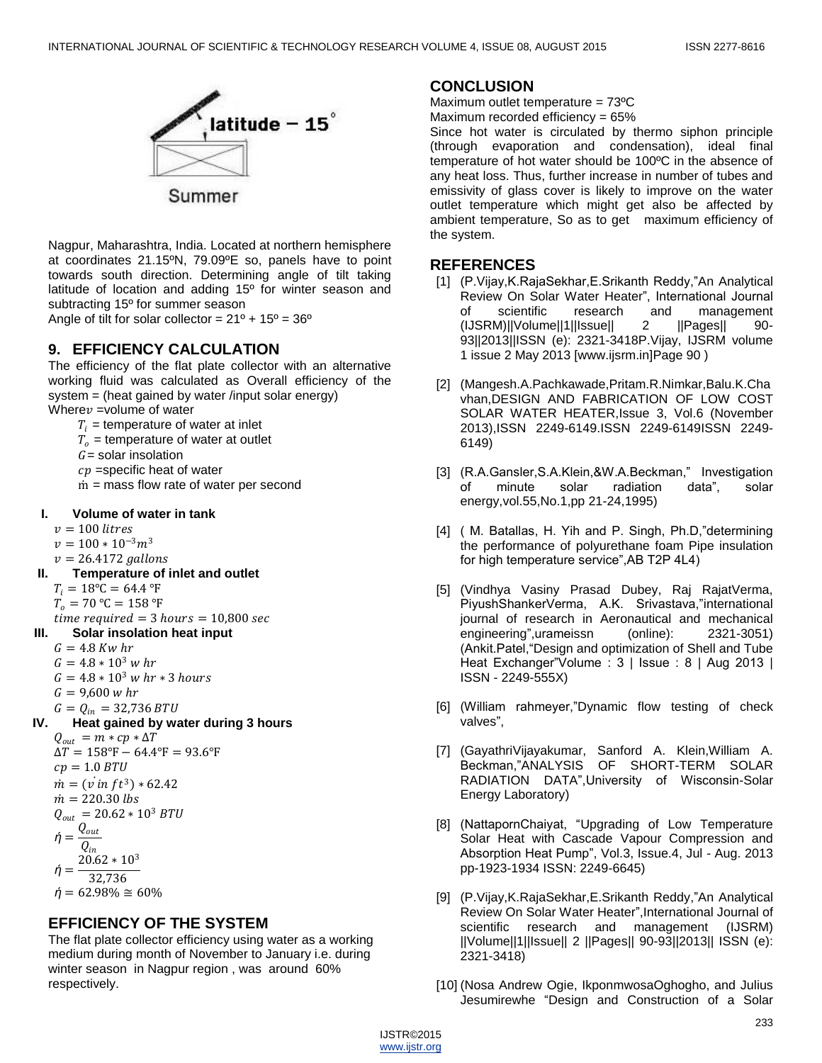latitude – 15°

Summer

Nagpur, Maharashtra, India. Located at northern hemisphere at coordinates 21.15ºN, 79.09ºE so, panels have to point towards south direction. Determining angle of tilt taking latitude of location and adding 15º for winter season and subtracting 15º for summer season

Angle of tilt for solar collector = 21º + 15º = 36º

## 9. EFFICIENCY CALCULATION

The efficiency of the flat plate collector with an alternative working fluid was calculated as Overall efficiency of the system = (heat gained by water /input solar energy)

Where $v$ =volume of water

$T_i$ = temperature of water at inlet

$T_o$ = temperature of water at outlet

$G$ = solar insolation

$cp$ =specific heat of water

$\dot{m}$ = mass flow rate of water per second

**I. Volume of water in tank**

$v = 100\ litres$

$v = 100 * 10^{-3} m^3$

$v = 26.4172\ gallons$

**II. Temperature of inlet and outlet**

$T_i = 18°C = 64.4\ °F$

$T_o = 70\ °C = 158\ °F$

$time\ required = 3\ hours = 10{,}800\ sec$

**III. Solar insolation heat input**

$G = 4.8\ Kw\ hr$

$G = 4.8 * 10^3\ w\ hr$

$G = 4.8 * 10^3\ w\ hr * 3\ hours$

$G = 9{,}600\ w\ hr$

$G = Q_{in} = 32{,}736\ BTU$

**IV. Heat gained by water during 3 hours**

$Q_{out} = m * cp * \Delta T$

$\Delta T = 158°F - 64.4°F = 93.6°F$

$cp = 1.0\ BTU$

$\dot{m} = (\dot{v}\ in\ ft^3) * 62.42$

$\dot{m} = 220.30\ lbs$

$Q_{out} = 20.62 * 10^3\ BTU$

$$\acute{\eta} = \frac{Q_{out}}{Q_{in}}$$

$$\acute{\eta} = \frac{20.62 * 10^3}{32{,}736}$$

$\acute{\eta} = 62.98\% \cong 60\%$

## EFFICIENCY OF THE SYSTEM

The flat plate collector efficiency using water as a working medium during month of November to January i.e. during winter season in Nagpur region , was around 60% respectively.

## CONCLUSION

Maximum outlet temperature = 73ºC

Maximum recorded efficiency = 65%

Since hot water is circulated by thermo siphon principle (through evaporation and condensation), ideal final temperature of hot water should be 100ºC in the absence of any heat loss. Thus, further increase in number of tubes and emissivity of glass cover is likely to improve on the water outlet temperature which might get also be affected by ambient temperature, So as to get maximum efficiency of the system.

## REFERENCES

[1] (P.Vijay,K.RajaSekhar,E.Srikanth Reddy,"An Analytical Review On Solar Water Heater", International Journal of scientific research and management (IJSRM)||Volume||1||Issue|| 2 ||Pages|| 90-93||2013||ISSN (e): 2321-3418P.Vijay, IJSRM volume 1 issue 2 May 2013 [www.ijsrm.in]Page 90 )

[2] (Mangesh.A.Pachkawade,Pritam.R.Nimkar,Balu.K.Chavhan,DESIGN AND FABRICATION OF LOW COST SOLAR WATER HEATER,Issue 3, Vol.6 (November 2013),ISSN 2249-6149.ISSN 2249-6149ISSN 2249-6149)

[3] (R.A.Gansler,S.A.Klein,&W.A.Beckman," Investigation of minute solar radiation data", solar energy,vol.55,No.1,pp 21-24,1995)

[4] ( M. Batallas, H. Yih and P. Singh, Ph.D,"determining the performance of polyurethane foam Pipe insulation for high temperature service",AB T2P 4L4)

[5] (Vindhya Vasiny Prasad Dubey, Raj RajatVerma, PiyushShankerVerma, A.K. Srivastava,"international journal of research in Aeronautical and mechanical engineering",urameissn (online): 2321-3051) (Ankit.Patel,"Design and optimization of Shell and Tube Heat Exchanger"Volume : 3 | Issue : 8 | Aug 2013 | ISSN - 2249-555X)

[6] (William rahmeyer,"Dynamic flow testing of check valves",

[7] (GayathriVijayakumar, Sanford A. Klein,William A. Beckman,"ANALYSIS OF SHORT-TERM SOLAR RADIATION DATA",University of Wisconsin-Solar Energy Laboratory)

[8] (NattapornChaiyat, "Upgrading of Low Temperature Solar Heat with Cascade Vapour Compression and Absorption Heat Pump", Vol.3, Issue.4, Jul - Aug. 2013 pp-1923-1934 ISSN: 2249-6645)

[9] (P.Vijay,K.RajaSekhar,E.Srikanth Reddy,"An Analytical Review On Solar Water Heater",International Journal of scientific research and management (IJSRM) ||Volume||1||Issue|| 2 ||Pages|| 90-93||2013|| ISSN (e): 2321-3418)

[10] (Nosa Andrew Ogie, IkponmwosaOghogho, and Julius Jesumirewhe "Design and Construction of a Solar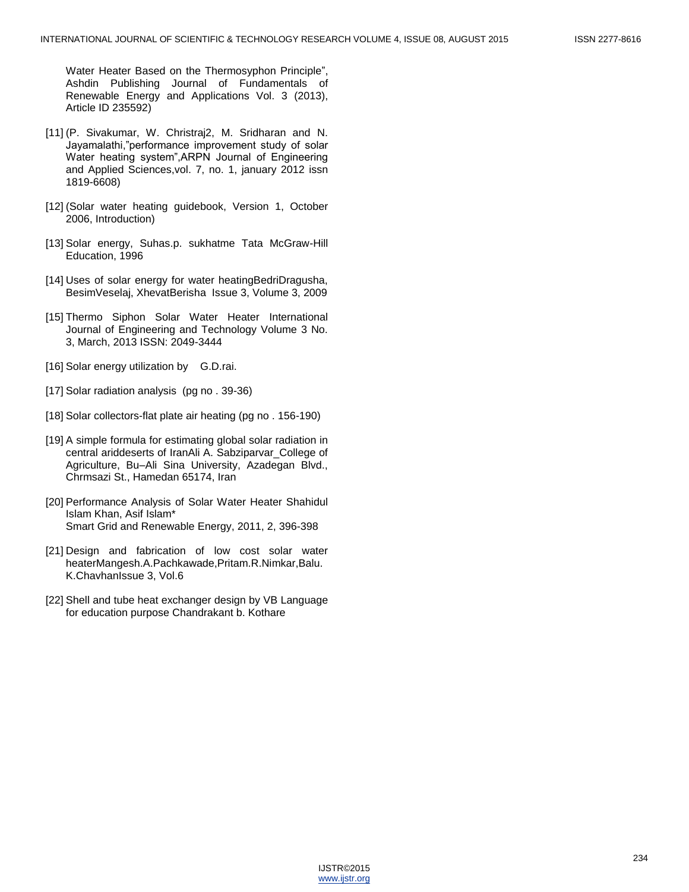Water Heater Based on the Thermosyphon Principle", Ashdin Publishing Journal of Fundamentals of Renewable Energy and Applications Vol. 3 (2013), Article ID 235592)

[11] (P. Sivakumar, W. Christraj2, M. Sridharan and N. Jayamalathi,"performance improvement study of solar Water heating system",ARPN Journal of Engineering and Applied Sciences,vol. 7, no. 1, january 2012 issn 1819-6608)

[12] (Solar water heating guidebook, Version 1, October 2006, Introduction)

[13] Solar energy, Suhas.p. sukhatme Tata McGraw-Hill Education, 1996

[14] Uses of solar energy for water heatingBedriDragusha, BesimVeselaj, XhevatBerisha Issue 3, Volume 3, 2009

[15] Thermo Siphon Solar Water Heater International Journal of Engineering and Technology Volume 3 No. 3, March, 2013 ISSN: 2049-3444

[16] Solar energy utilization by G.D.rai.

[17] Solar radiation analysis (pg no . 39-36)

[18] Solar collectors-flat plate air heating (pg no . 156-190)

[19] A simple formula for estimating global solar radiation in central ariddeserts of IranAli A. Sabziparvar_College of Agriculture, Bu–Ali Sina University, Azadegan Blvd., Chrmsazi St., Hamedan 65174, Iran

[20] Performance Analysis of Solar Water Heater Shahidul Islam Khan, Asif Islam*
Smart Grid and Renewable Energy, 2011, 2, 396-398

[21] Design and fabrication of low cost solar water heaterMangesh.A.Pachkawade,Pritam.R.Nimkar,Balu. K.ChavhanIssue 3, Vol.6

[22] Shell and tube heat exchanger design by VB Language for education purpose Chandrakant b. Kothare